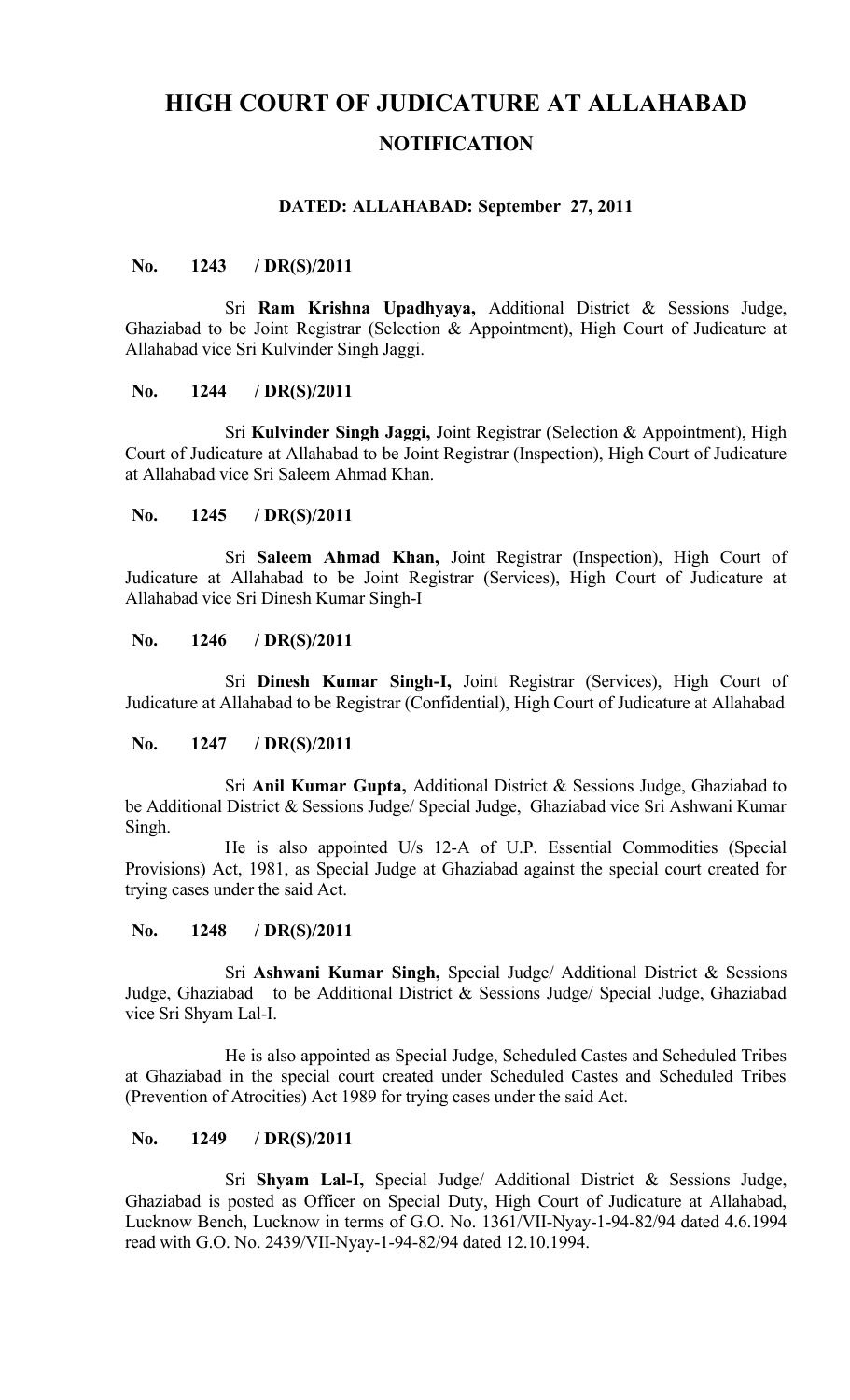# HIGH COURT OF JUDICATURE AT ALLAHABAD

## NOTIFICATION

**DATED: ALLAHABAD: September 27, 2011**

**No. 1243 / DR(S)/2011**

Sri **Ram Krishna Upadhyaya,** Additional District & Sessions Judge, Ghaziabad to be Joint Registrar (Selection & Appointment), High Court of Judicature at Allahabad vice Sri Kulvinder Singh Jaggi.

**No. 1244 / DR(S)/2011**

Sri **Kulvinder Singh Jaggi,** Joint Registrar (Selection & Appointment), High Court of Judicature at Allahabad to be Joint Registrar (Inspection), High Court of Judicature at Allahabad vice Sri Saleem Ahmad Khan.

**No. 1245 / DR(S)/2011**

Sri **Saleem Ahmad Khan,** Joint Registrar (Inspection), High Court of Judicature at Allahabad to be Joint Registrar (Services), High Court of Judicature at Allahabad vice Sri Dinesh Kumar Singh-I

**No. 1246 / DR(S)/2011**

Sri **Dinesh Kumar Singh-I,** Joint Registrar (Services), High Court of Judicature at Allahabad to be Registrar (Confidential), High Court of Judicature at Allahabad

**No. 1247 / DR(S)/2011**

Sri **Anil Kumar Gupta,** Additional District & Sessions Judge, Ghaziabad to be Additional District & Sessions Judge/ Special Judge, Ghaziabad vice Sri Ashwani Kumar Singh.

He is also appointed U/s 12-A of U.P. Essential Commodities (Special Provisions) Act, 1981, as Special Judge at Ghaziabad against the special court created for trying cases under the said Act.

**No. 1248 / DR(S)/2011**

Sri **Ashwani Kumar Singh,** Special Judge/ Additional District & Sessions Judge, Ghaziabad to be Additional District & Sessions Judge/ Special Judge, Ghaziabad vice Sri Shyam Lal-I.

He is also appointed as Special Judge, Scheduled Castes and Scheduled Tribes at Ghaziabad in the special court created under Scheduled Castes and Scheduled Tribes (Prevention of Atrocities) Act 1989 for trying cases under the said Act.

**No. 1249 / DR(S)/2011**

Sri **Shyam Lal-I,** Special Judge/ Additional District & Sessions Judge, Ghaziabad is posted as Officer on Special Duty, High Court of Judicature at Allahabad, Lucknow Bench, Lucknow in terms of G.O. No. 1361/VII-Nyay-1-94-82/94 dated 4.6.1994 read with G.O. No. 2439/VII-Nyay-1-94-82/94 dated 12.10.1994.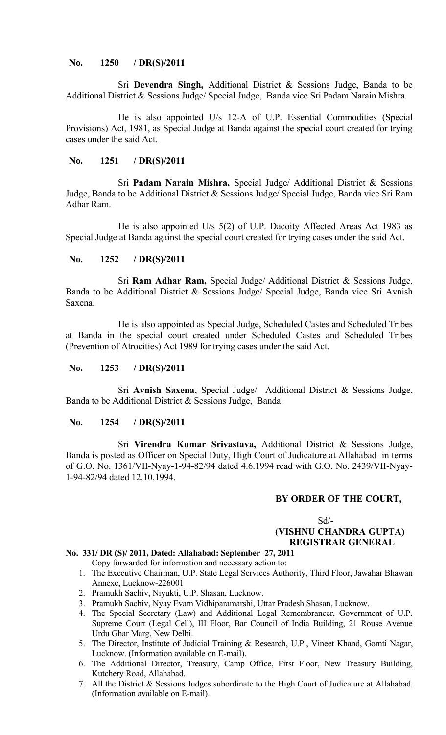**No. 1250 / DR(S)/2011**

Sri **Devendra Singh,** Additional District & Sessions Judge, Banda to be Additional District & Sessions Judge/ Special Judge, Banda vice Sri Padam Narain Mishra.

He is also appointed U/s 12-A of U.P. Essential Commodities (Special Provisions) Act, 1981, as Special Judge at Banda against the special court created for trying cases under the said Act.

**No. 1251 / DR(S)/2011**

Sri **Padam Narain Mishra,** Special Judge/ Additional District & Sessions Judge, Banda to be Additional District & Sessions Judge/ Special Judge, Banda vice Sri Ram Adhar Ram.

He is also appointed U/s 5(2) of U.P. Dacoity Affected Areas Act 1983 as Special Judge at Banda against the special court created for trying cases under the said Act.

**No. 1252 / DR(S)/2011**

Sri **Ram Adhar Ram,** Special Judge/ Additional District & Sessions Judge, Banda to be Additional District & Sessions Judge/ Special Judge, Banda vice Sri Avnish Saxena.

He is also appointed as Special Judge, Scheduled Castes and Scheduled Tribes at Banda in the special court created under Scheduled Castes and Scheduled Tribes (Prevention of Atrocities) Act 1989 for trying cases under the said Act.

**No. 1253 / DR(S)/2011**

Sri **Avnish Saxena,** Special Judge/ Additional District & Sessions Judge, Banda to be Additional District & Sessions Judge, Banda.

**No. 1254 / DR(S)/2011**

Sri **Virendra Kumar Srivastava,** Additional District & Sessions Judge, Banda is posted as Officer on Special Duty, High Court of Judicature at Allahabad in terms of G.O. No. 1361/VII-Nyay-1-94-82/94 dated 4.6.1994 read with G.O. No. 2439/VII-Nyay-1-94-82/94 dated 12.10.1994.

**BY ORDER OF THE COURT,**

Sd/-
**(VISHNU CHANDRA GUPTA)**
**REGISTRAR GENERAL**

**No. 331/ DR (S)/ 2011, Dated: Allahabad: September 27, 2011**

Copy forwarded for information and necessary action to:

1. The Executive Chairman, U.P. State Legal Services Authority, Third Floor, Jawahar Bhawan Annexe, Lucknow-226001
2. Pramukh Sachiv, Niyukti, U.P. Shasan, Lucknow.
3. Pramukh Sachiv, Nyay Evam Vidhiparamarshi, Uttar Pradesh Shasan, Lucknow.
4. The Special Secretary (Law) and Additional Legal Remembrancer, Government of U.P. Supreme Court (Legal Cell), III Floor, Bar Council of India Building, 21 Rouse Avenue Urdu Ghar Marg, New Delhi.
5. The Director, Institute of Judicial Training & Research, U.P., Vineet Khand, Gomti Nagar, Lucknow. (Information available on E-mail).
6. The Additional Director, Treasury, Camp Office, First Floor, New Treasury Building, Kutchery Road, Allahabad.
7. All the District & Sessions Judges subordinate to the High Court of Judicature at Allahabad. (Information available on E-mail).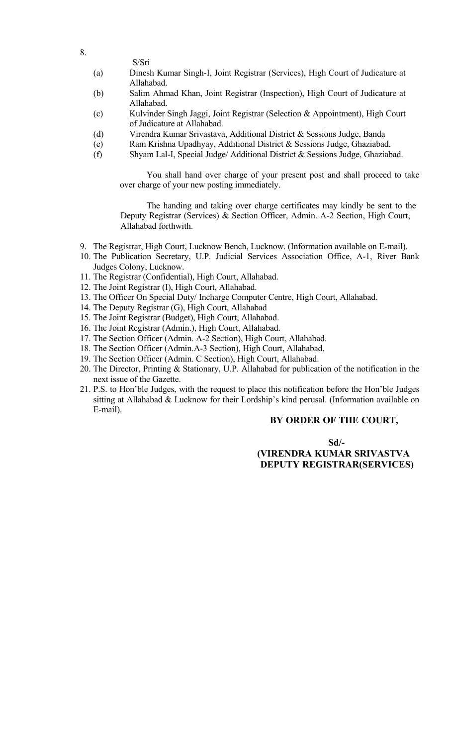8.

S/Sri

(a) Dinesh Kumar Singh-I, Joint Registrar (Services), High Court of Judicature at Allahabad.

(b) Salim Ahmad Khan, Joint Registrar (Inspection), High Court of Judicature at Allahabad.

(c) Kulvinder Singh Jaggi, Joint Registrar (Selection & Appointment), High Court of Judicature at Allahabad.

(d) Virendra Kumar Srivastava, Additional District & Sessions Judge, Banda

(e) Ram Krishna Upadhyay, Additional District & Sessions Judge, Ghaziabad.

(f) Shyam Lal-I, Special Judge/ Additional District & Sessions Judge, Ghaziabad.

You shall hand over charge of your present post and shall proceed to take over charge of your new posting immediately.

The handing and taking over charge certificates may kindly be sent to the Deputy Registrar (Services) & Section Officer, Admin. A-2 Section, High Court, Allahabad forthwith.

9. The Registrar, High Court, Lucknow Bench, Lucknow. (Information available on E-mail).
10. The Publication Secretary, U.P. Judicial Services Association Office, A-1, River Bank Judges Colony, Lucknow.
11. The Registrar (Confidential), High Court, Allahabad.
12. The Joint Registrar (I), High Court, Allahabad.
13. The Officer On Special Duty/ Incharge Computer Centre, High Court, Allahabad.
14. The Deputy Registrar (G), High Court, Allahabad
15. The Joint Registrar (Budget), High Court, Allahabad.
16. The Joint Registrar (Admin.), High Court, Allahabad.
17. The Section Officer (Admin. A-2 Section), High Court, Allahabad.
18. The Section Officer (Admin.A-3 Section), High Court, Allahabad.
19. The Section Officer (Admin. C Section), High Court, Allahabad.
20. The Director, Printing & Stationary, U.P. Allahabad for publication of the notification in the next issue of the Gazette.
21. P.S. to Hon'ble Judges, with the request to place this notification before the Hon'ble Judges sitting at Allahabad & Lucknow for their Lordship's kind perusal. (Information available on E-mail).

**BY ORDER OF THE COURT,**

**Sd/-**

**(VIRENDRA KUMAR SRIVASTVA**
**DEPUTY REGISTRAR(SERVICES)**